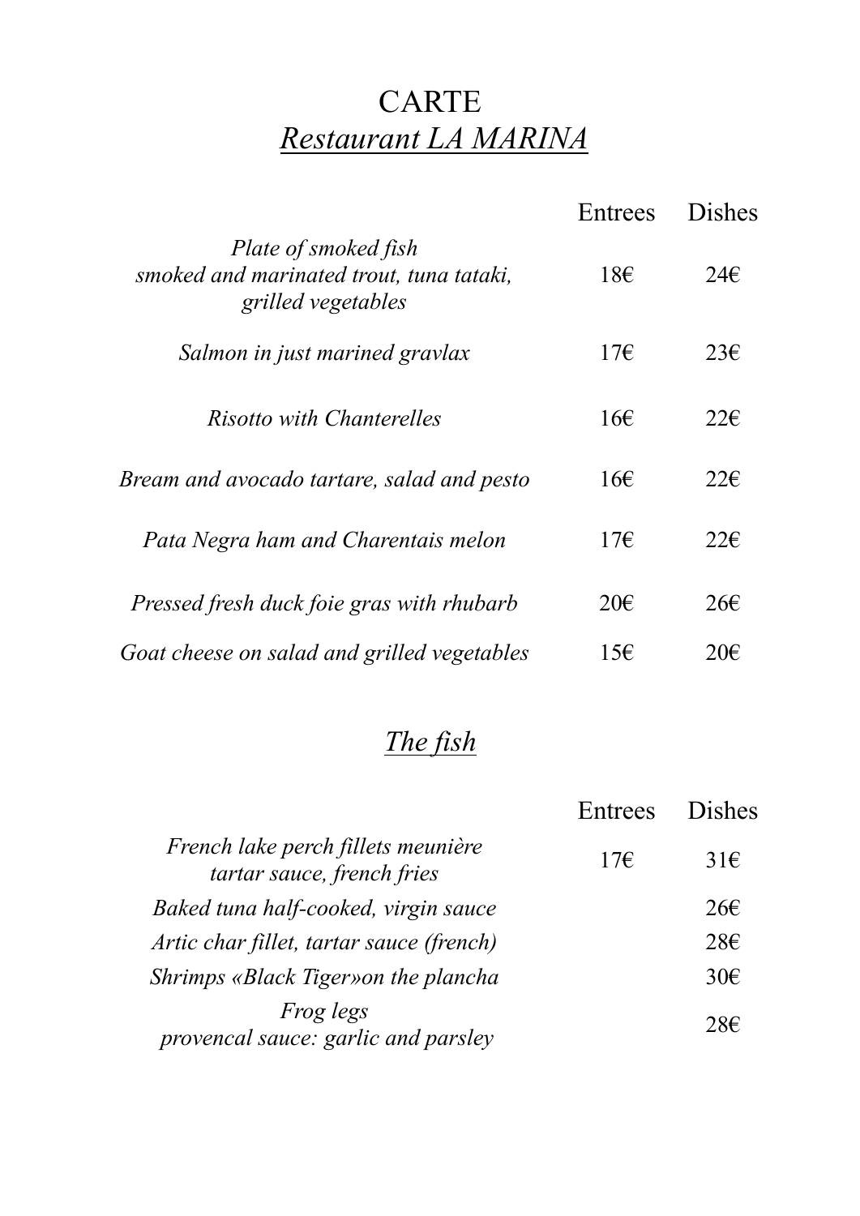# CARTE

## *Restaurant LA MARINA*

| | Entrees | Dishes |
|---|---|---|
| *Plate of smoked fish*<br>*smoked and marinated trout, tuna tataki, grilled vegetables* | 18€ | 24€ |
| *Salmon in just marined gravlax* | 17€ | 23€ |
| *Risotto with Chanterelles* | 16€ | 22€ |
| *Bream and avocado tartare, salad and pesto* | 16€ | 22€ |
| *Pata Negra ham and Charentais melon* | 17€ | 22€ |
| *Pressed fresh duck foie gras with rhubarb* | 20€ | 26€ |
| *Goat cheese on salad and grilled vegetables* | 15€ | 20€ |

## *The fish*

| | Entrees | Dishes |
|---|---|---|
| *French lake perch fillets meunière*<br>*tartar sauce, french fries* | 17€ | 31€ |
| *Baked tuna half-cooked, virgin sauce* | | 26€ |
| *Artic char fillet, tartar sauce (french)* | | 28€ |
| *Shrimps «Black Tiger»on the plancha* | | 30€ |
| *Frog legs*<br>*provencal sauce: garlic and parsley* | | 28€ |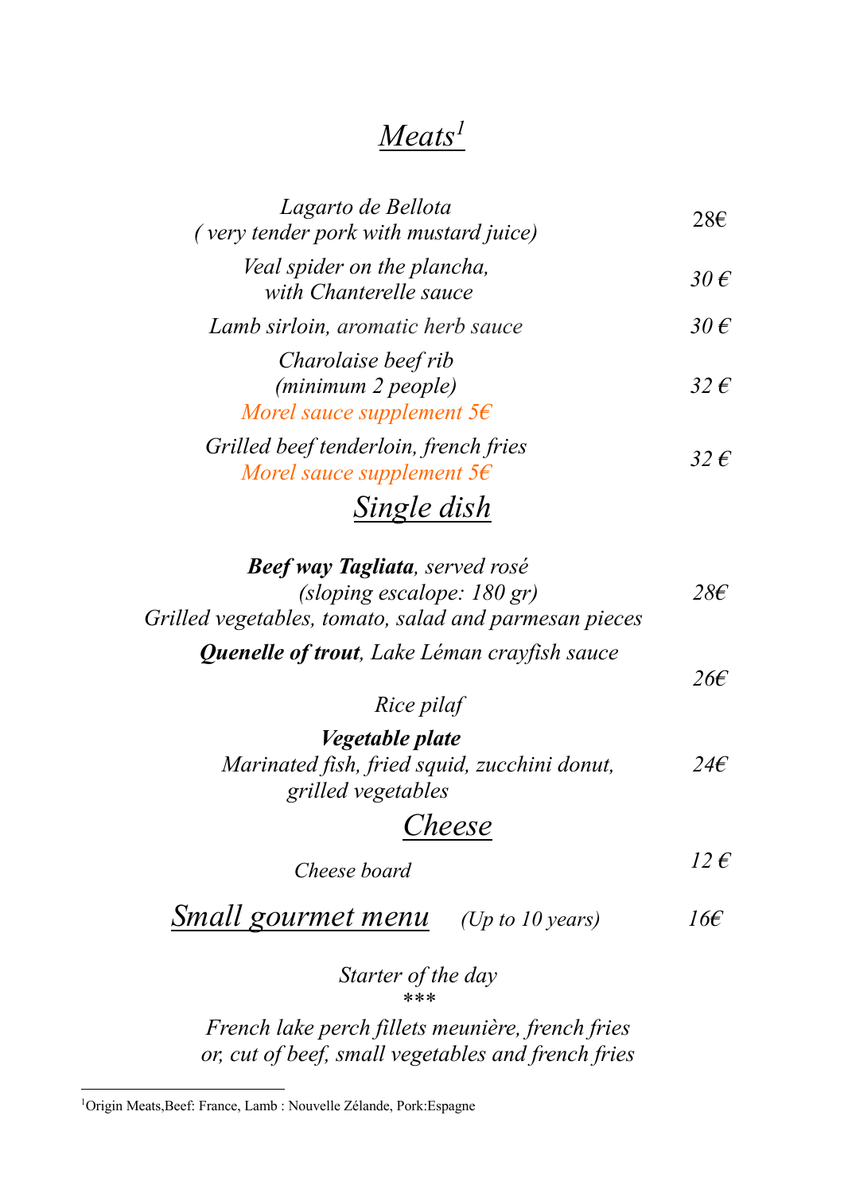## *Meats*[1]

| | |
|---|---|
| *Lagarto de Bellota*<br>*( very tender pork with mustard juice)* | 28€ |
| *Veal spider on the plancha,*<br>*with Chanterelle sauce* | *30 €* |
| *Lamb sirloin, aromatic herb sauce* | *30 €* |
| *Charolaise beef rib*<br>*(minimum 2 people)*<br>*Morel sauce supplement 5€* | *32 €* |
| *Grilled beef tenderloin, french fries*<br>*Morel sauce supplement 5€* | *32 €* |

## *Single dish*

| | |
|---|---|
| ***Beef way Tagliata**, served rosé*<br>*(sloping escalope: 180 gr)*<br>*Grilled vegetables, tomato, salad and parmesan pieces* | *28€* |
| ***Quenelle of trout**, Lake Léman crayfish sauce*<br>*Rice pilaf* | *26€* |
| ***Vegetable plate***<br>*Marinated fish, fried squid, zucchini donut, grilled vegetables* | *24€* |

## *Cheese*

| | |
|---|---|
| *Cheese board* | *12 €* |

## *Small gourmet menu* *(Up to 10 years)* *16€*

*Starter of the day*

*\*\*\**

*French lake perch fillets meunière, french fries*
*or, cut of beef, small vegetables and french fries*

---

[1]Origin Meats,Beef: France, Lamb : Nouvelle Zélande, Pork:Espagne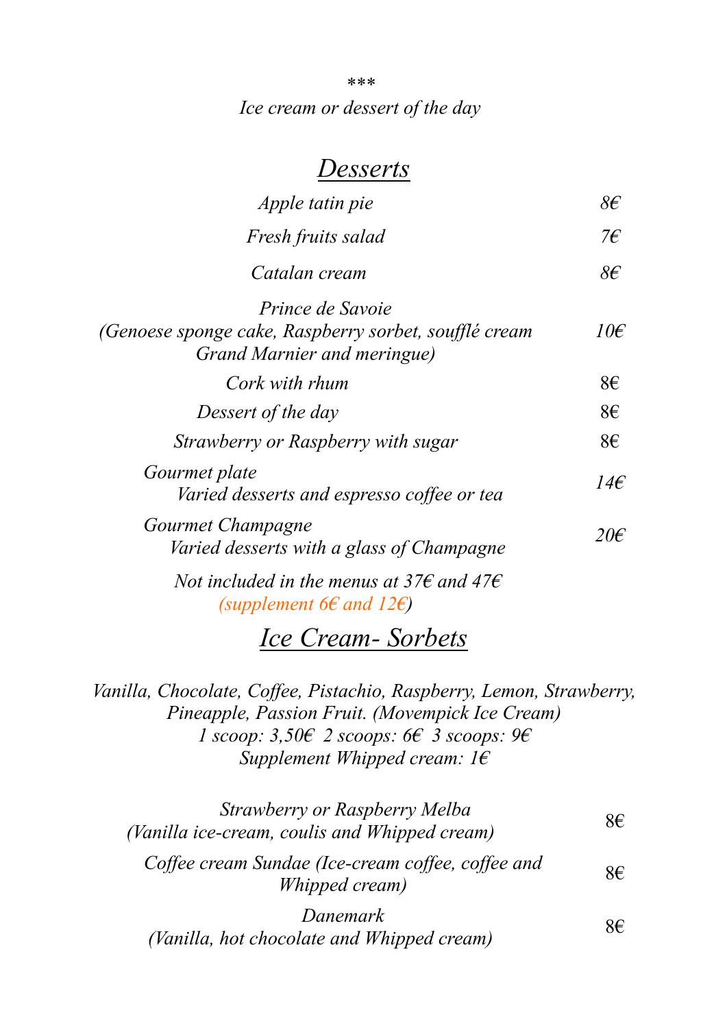\*\*\*

*Ice cream or dessert of the day*

## *Desserts*

| Item | Price |
| --- | --- |
| *Apple tatin pie* | *8€* |
| *Fresh fruits salad* | *7€* |
| *Catalan cream* | *8€* |
| *Prince de Savoie (Genoese sponge cake, Raspberry sorbet, soufflé cream Grand Marnier and meringue)* | *10€* |
| *Cork with rhum* | 8€ |
| *Dessert of the day* | 8€ |
| *Strawberry or Raspberry with sugar* | 8€ |
| *Gourmet plate* — *Varied desserts and espresso coffee or tea* | *14€* |
| *Gourmet Champagne* — *Varied desserts with a glass of Champagne* | *20€* |

*Not included in the menus at 37€ and 47€*
*(supplement 6€ and 12€)*

## *Ice Cream- Sorbets*

*Vanilla, Chocolate, Coffee, Pistachio, Raspberry, Lemon, Strawberry, Pineapple, Passion Fruit. (Movempick Ice Cream)*
*1 scoop: 3,50€ 2 scoops: 6€ 3 scoops: 9€*
*Supplement Whipped cream: 1€*

| Item | Price |
| --- | --- |
| *Strawberry or Raspberry Melba (Vanilla ice-cream, coulis and Whipped cream)* | 8€ |
| *Coffee cream Sundae (Ice-cream coffee, coffee and Whipped cream)* | 8€ |
| *Danemark (Vanilla, hot chocolate and Whipped cream)* | 8€ |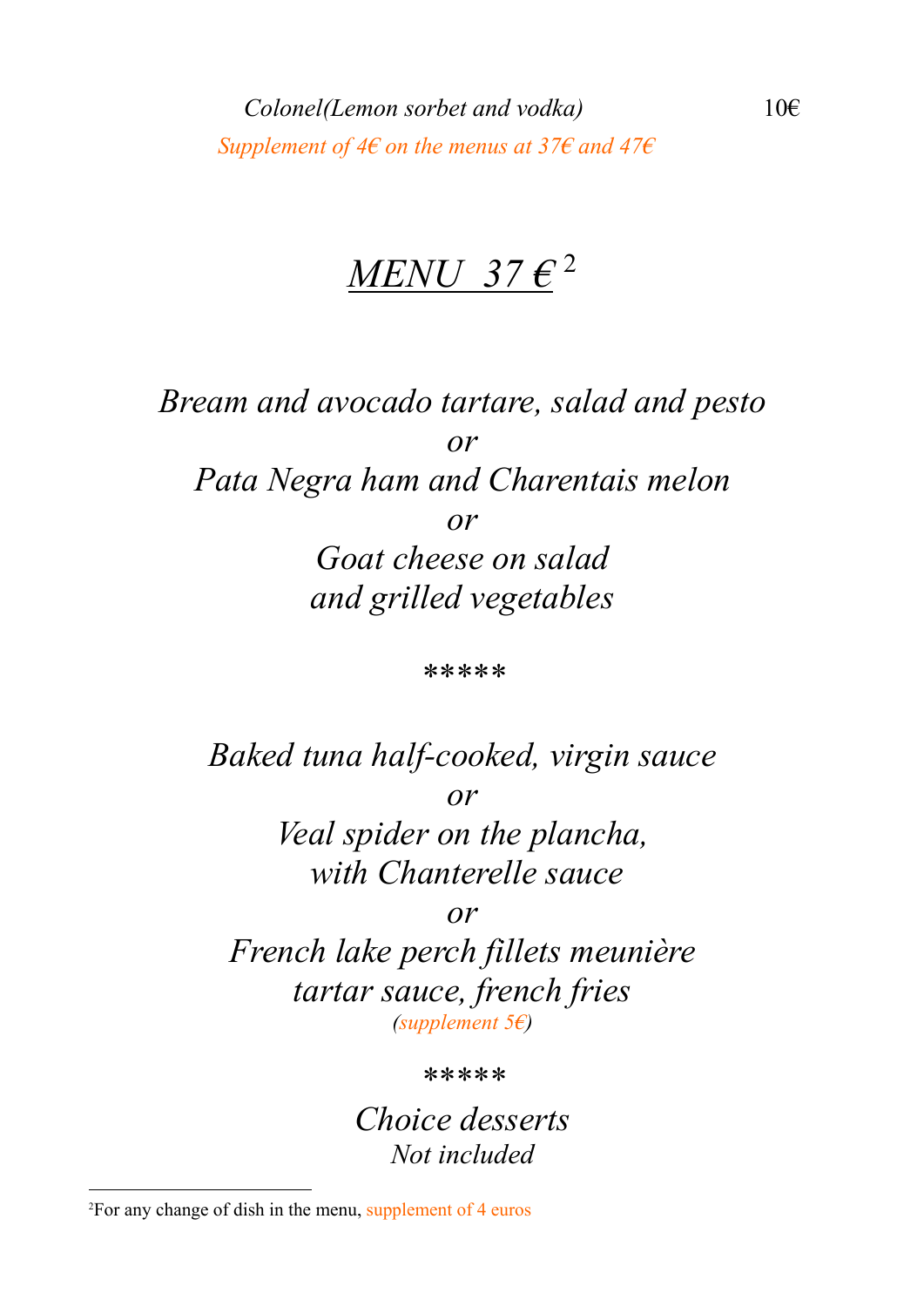*Colonel(Lemon sorbet and vodka)* 10€

*Supplement of 4€ on the menus at 37€ and 47€*

# *MENU 37 €* [2]

*Bream and avocado tartare, salad and pesto*

*or*

*Pata Negra ham and Charentais melon*

*or*

*Goat cheese on salad*
*and grilled vegetables*

\*\*\*\*\*

*Baked tuna half-cooked, virgin sauce*

*or*

*Veal spider on the plancha,*
*with Chanterelle sauce*

*or*

*French lake perch fillets meunière*
*tartar sauce, french fries*
*(supplement 5€)*

\*\*\*\*\*

*Choice desserts*
*Not included*

---

[2] For any change of dish in the menu, supplement of 4 euros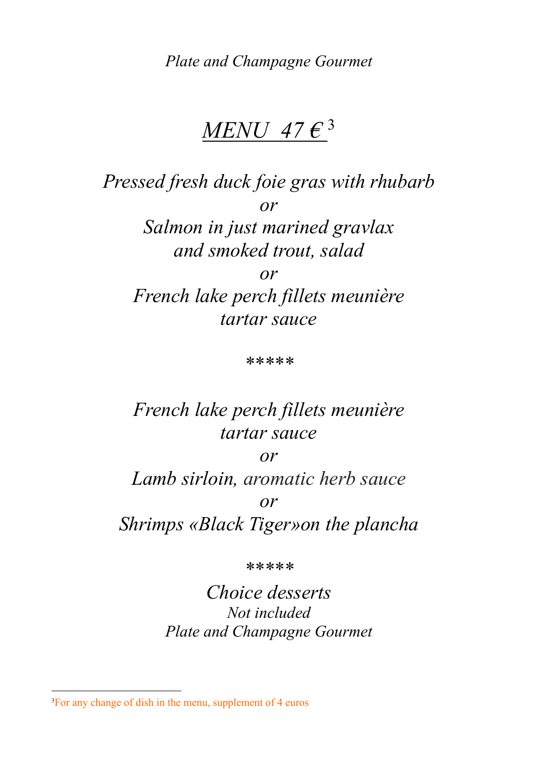*Plate and Champagne Gourmet*

# *MENU 47 €*[3]

*Pressed fresh duck foie gras with rhubarb*
*or*
*Salmon in just marined gravlax*
*and smoked trout, salad*
*or*
*French lake perch fillets meunière*
*tartar sauce*

*****

*French lake perch fillets meunière*
*tartar sauce*
*or*
*Lamb sirloin, aromatic herb sauce*
*or*
*Shrimps «Black Tiger»on the plancha*

*****

*Choice desserts*
*Not included*
*Plate and Champagne Gourmet*

---

[3]For any change of dish in the menu, supplement of 4 euros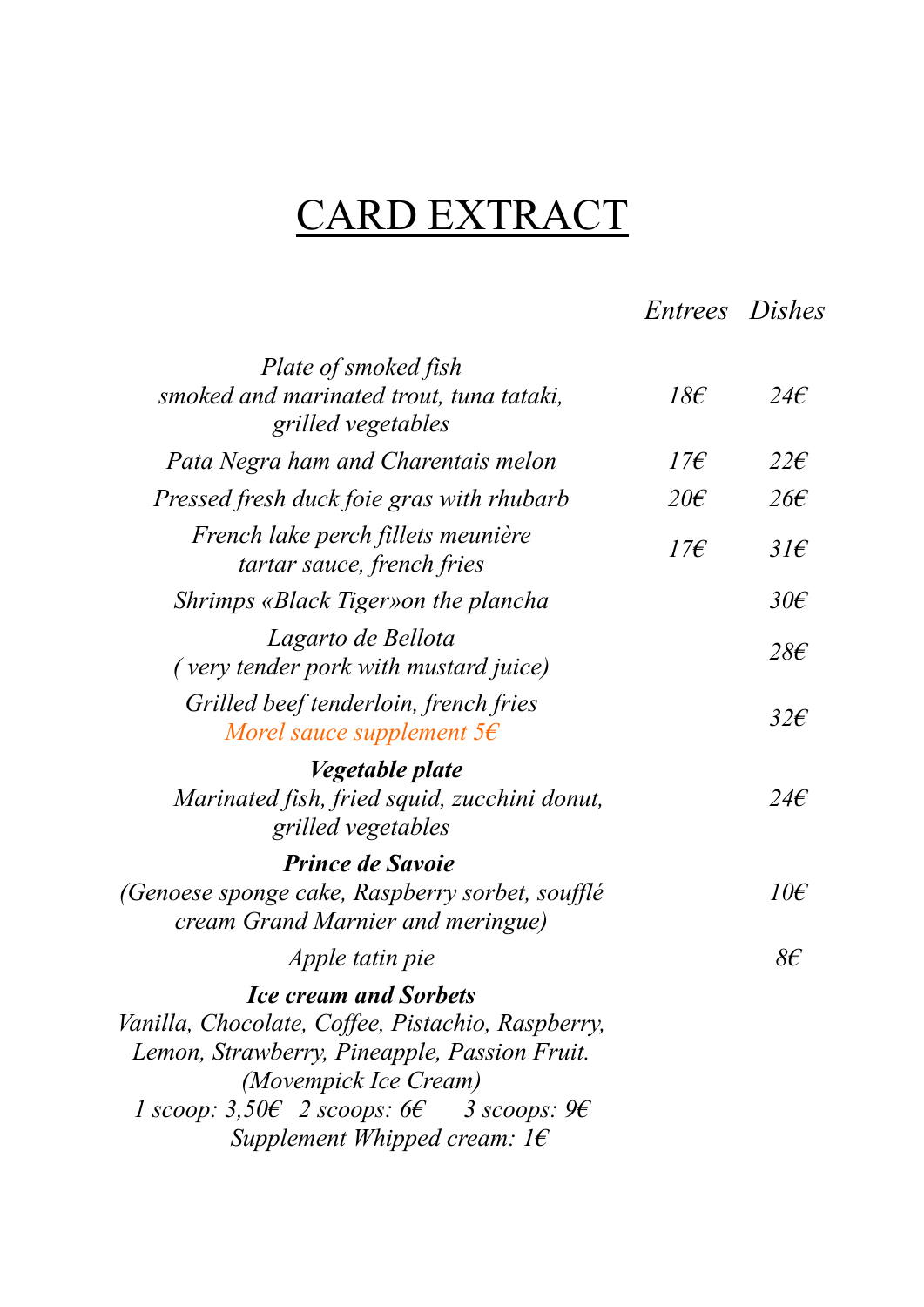# CARD EXTRACT

| | *Entrees* | *Dishes* |
|---|---|---|
| *Plate of smoked fish*<br>*smoked and marinated trout, tuna tataki, grilled vegetables* | *18€* | *24€* |
| *Pata Negra ham and Charentais melon* | *17€* | *22€* |
| *Pressed fresh duck foie gras with rhubarb* | *20€* | *26€* |
| *French lake perch fillets meunière*<br>*tartar sauce, french fries* | *17€* | *31€* |
| *Shrimps «Black Tiger»on the plancha* | | *30€* |
| *Lagarto de Bellota*<br>*( very tender pork with mustard juice)* | | *28€* |
| *Grilled beef tenderloin, french fries*<br>*Morel sauce supplement 5€* | | *32€* |
| ***Vegetable plate***<br>*Marinated fish, fried squid, zucchini donut, grilled vegetables* | | *24€* |
| ***Prince de Savoie***<br>*(Genoese sponge cake, Raspberry sorbet, soufflé cream Grand Marnier and meringue)* | | *10€* |
| *Apple tatin pie* | | *8€* |

***Ice cream and Sorbets***

*Vanilla, Chocolate, Coffee, Pistachio, Raspberry, Lemon, Strawberry, Pineapple, Passion Fruit.*

*(Movempick Ice Cream)*

*1 scoop: 3,50€ 2 scoops: 6€ 3 scoops: 9€*

*Supplement Whipped cream: 1€*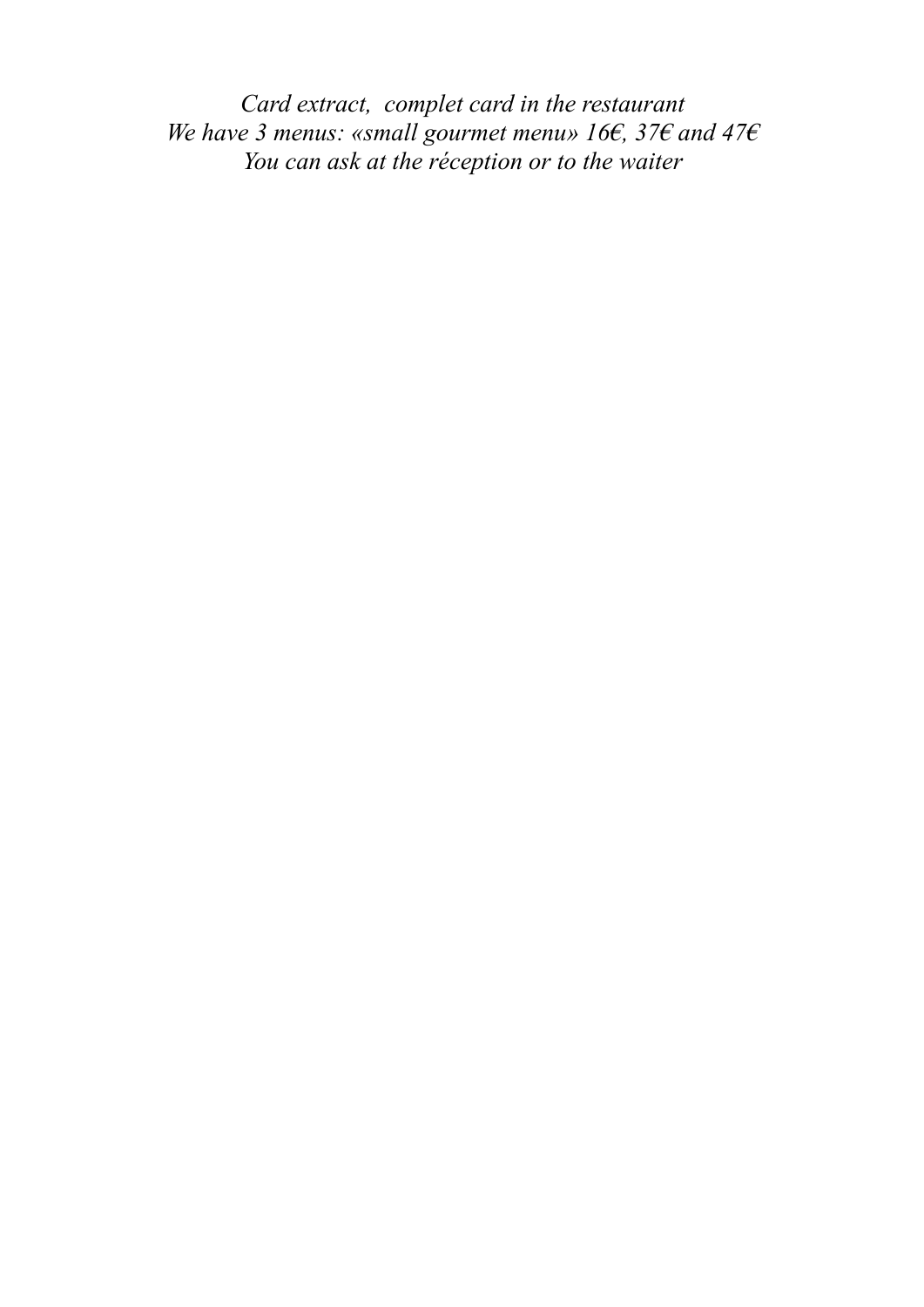*Card extract,  complet card in the restaurant*
*We have 3 menus: «small gourmet menu» 16€, 37€ and 47€*
*You can ask at the réception or to the waiter*